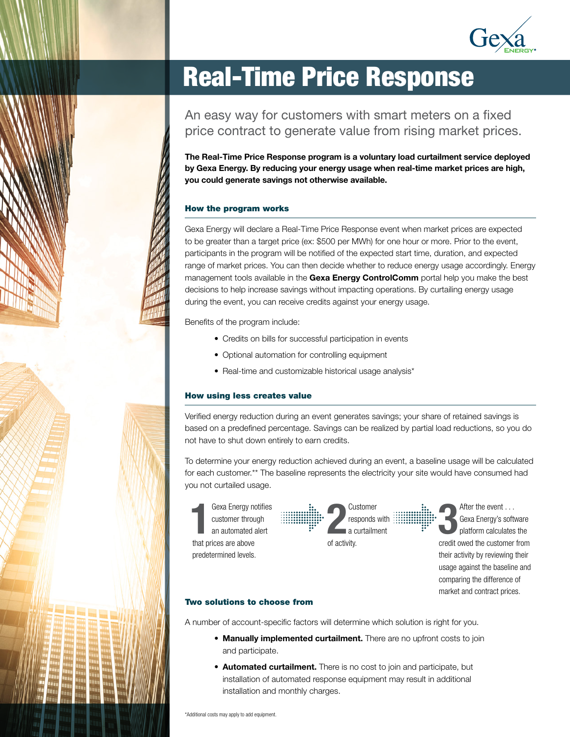# Real-Time Price Response

An easy way for customers with smart meters on a fixed price contract to generate value from rising market prices.

**The Real-Time Price Response program is a voluntary load curtailment service deployed by Gexa Energy. By reducing your energy usage when real-time market prices are high, you could generate savings not otherwise available.**

## How the program works

Gexa Energy will declare a Real-Time Price Response event when market prices are expected to be greater than a target price (ex: $500 per MWh) for one hour or more. Prior to the event, participants in the program will be notified of the expected start time, duration, and expected range of market prices. You can then decide whether to reduce energy usage accordingly. Energy management tools available in the **Gexa Energy ControlComm** portal help you make the best decisions to help increase savings without impacting operations. By curtailing energy usage during the event, you can receive credits against your energy usage.

Benefits of the program include:

- Credits on bills for successful participation in events
- Optional automation for controlling equipment
- Real-time and customizable historical usage analysis*

## How using less creates value

Verified energy reduction during an event generates savings; your share of retained savings is based on a predefined percentage. Savings can be realized by partial load reductions, so you do not have to shut down entirely to earn credits.

To determine your energy reduction achieved during an event, a baseline usage will be calculated for each customer.** The baseline represents the electricity your site would have consumed had you not curtailed usage.

1. Gexa Energy notifies customer through an automated alert that prices are above predetermined levels.
2. Customer responds with a curtailment of activity.
3. After the event . . . Gexa Energy's software platform calculates the credit owed the customer from their activity by reviewing their usage against the baseline and comparing the difference of market and contract prices.

## Two solutions to choose from

A number of account-specific factors will determine which solution is right for you.

- **Manually implemented curtailment.** There are no upfront costs to join and participate.
- **Automated curtailment.** There is no cost to join and participate, but installation of automated response equipment may result in additional installation and monthly charges.

*Additional costs may apply to add equipment.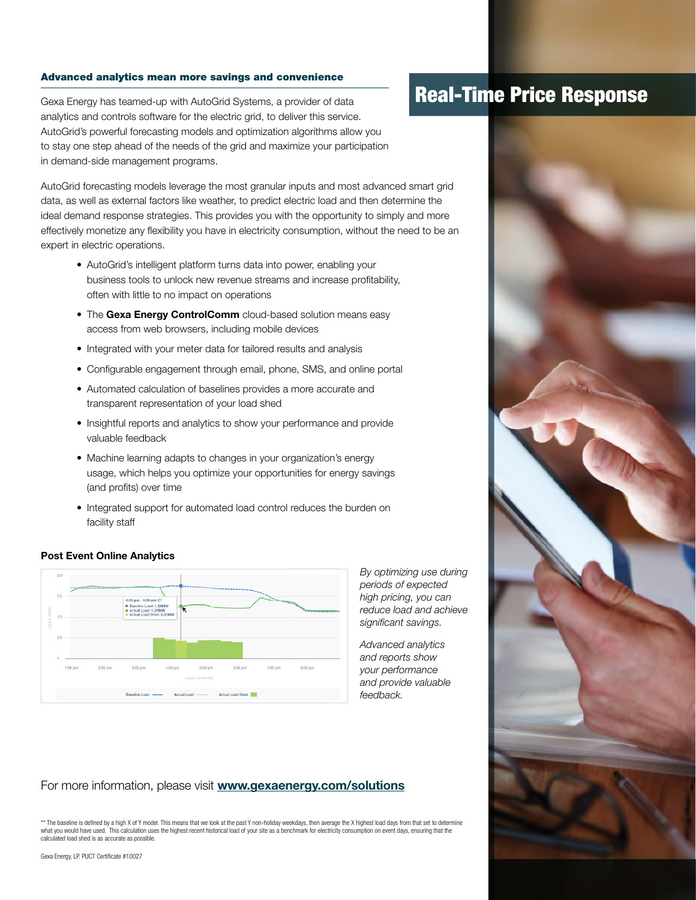## Real-Time Price Response

### Advanced analytics mean more savings and convenience

Gexa Energy has teamed-up with AutoGrid Systems, a provider of data analytics and controls software for the electric grid, to deliver this service. AutoGrid's powerful forecasting models and optimization algorithms allow you to stay one step ahead of the needs of the grid and maximize your participation in demand-side management programs.

AutoGrid forecasting models leverage the most granular inputs and most advanced smart grid data, as well as external factors like weather, to predict electric load and then determine the ideal demand response strategies. This provides you with the opportunity to simply and more effectively monetize any flexibility you have in electricity consumption, without the need to be an expert in electric operations.

- AutoGrid's intelligent platform turns data into power, enabling your business tools to unlock new revenue streams and increase profitability, often with little to no impact on operations
- The **Gexa Energy ControlComm** cloud-based solution means easy access from web browsers, including mobile devices
- Integrated with your meter data for tailored results and analysis
- Configurable engagement through email, phone, SMS, and online portal
- Automated calculation of baselines provides a more accurate and transparent representation of your load shed
- Insightful reports and analytics to show your performance and provide valuable feedback
- Machine learning adapts to changes in your organization's energy usage, which helps you optimize your opportunities for energy savings (and profits) over time
- Integrated support for automated load control reduces the burden on facility staff

**Post Event Online Analytics**

2.0
1.5
1.0
0.5
0
LOAD (MW)
4:15 pm - 4:30 pm CT
Baseline Load: 1.68MW
Actual Load: 1.31MW
Actual Load Shed: 0.37MW
1:00 pm
2:00 pm
3:00 pm
4:00 pm
5:00 pm
6:00 pm
7:00 pm
8:00 pm
HOUR ENDING
Baseline Load
Actual Load
Actual Load Shed

*By optimizing use during periods of expected high pricing, you can reduce load and achieve significant savings.*

*Advanced analytics and reports show your performance and provide valuable feedback.*

For more information, please visit **www.gexaenergy.com/solutions**

** The baseline is defined by a high X of Y model. This means that we look at the past Y non-holiday weekdays, then average the X highest load days from that set to determine what you would have used. This calculation uses the highest recent historical load of your site as a benchmark for electricity consumption on event days, ensuring that the calculated load shed is as accurate as possible.

Gexa Energy, LP. PUCT Certificate #10027